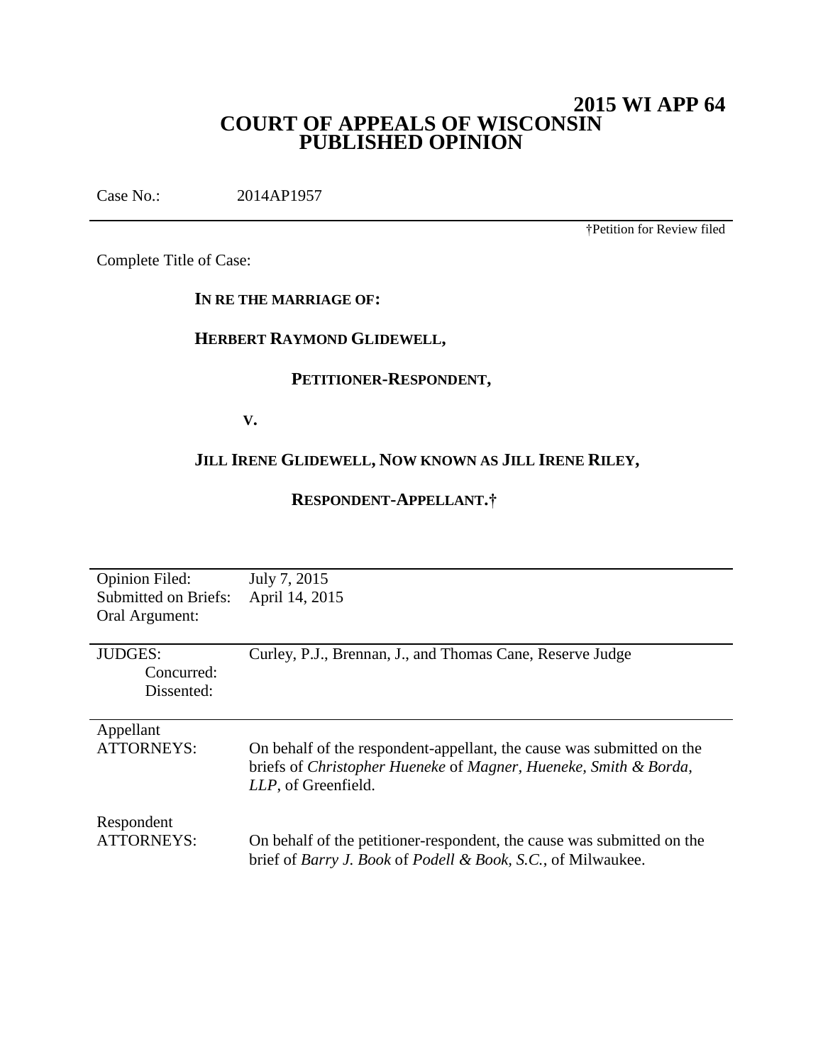# 2015 WI APP 64
# COURT OF APPEALS OF WISCONSIN
# PUBLISHED OPINION

Case No.: 2014AP1957

†Petition for Review filed

Complete Title of Case:

**IN RE THE MARRIAGE OF:**

**HERBERT RAYMOND GLIDEWELL,**

**PETITIONER-RESPONDENT,**

**V.**

**JILL IRENE GLIDEWELL, NOW KNOWN AS JILL IRENE RILEY,**

**RESPONDENT-APPELLANT.†**

| | |
|---|---|
| Opinion Filed: | July 7, 2015 |
| Submitted on Briefs: | April 14, 2015 |
| Oral Argument: | |

| | |
|---|---|
| JUDGES: | Curley, P.J., Brennan, J., and Thomas Cane, Reserve Judge |
| Concurred: | |
| Dissented: | |

| | |
|---|---|
| Appellant ATTORNEYS: | On behalf of the respondent-appellant, the cause was submitted on the briefs of *Christopher Hueneke* of *Magner, Hueneke, Smith & Borda, LLP*, of Greenfield. |
| Respondent ATTORNEYS: | On behalf of the petitioner-respondent, the cause was submitted on the brief of *Barry J. Book* of *Podell & Book, S.C.*, of Milwaukee. |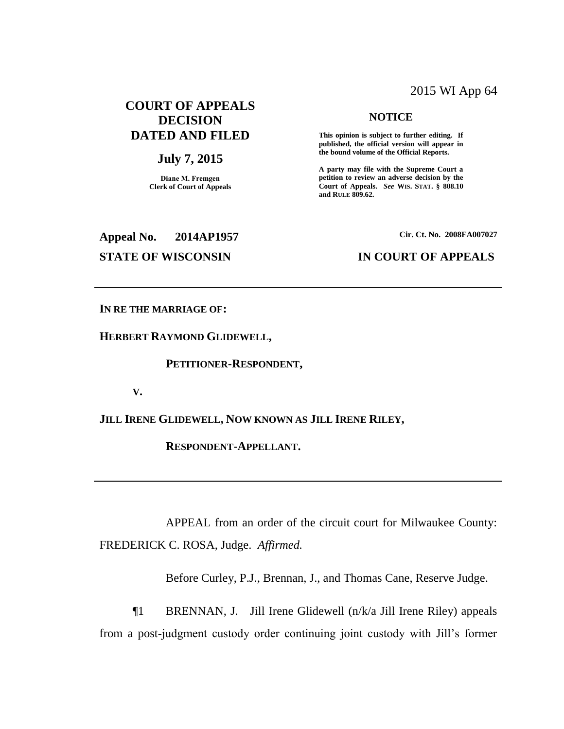2015 WI App 64

# COURT OF APPEALS DECISION DATED AND FILED

## July 7, 2015

**Diane M. Fremgen**
**Clerk of Court of Appeals**

**NOTICE**

**This opinion is subject to further editing. If published, the official version will appear in the bound volume of the Official Reports.**

**A party may file with the Supreme Court a petition to review an adverse decision by the Court of Appeals.** ***See*** **WIS. STAT. § 808.10 and RULE 809.62.**

**Appeal No. 2014AP1957** **Cir. Ct. No. 2008FA007027**

**STATE OF WISCONSIN** **IN COURT OF APPEALS**

---

**IN RE THE MARRIAGE OF:**

**HERBERT RAYMOND GLIDEWELL,**

**PETITIONER-RESPONDENT,**

**V.**

**JILL IRENE GLIDEWELL, NOW KNOWN AS JILL IRENE RILEY,**

**RESPONDENT-APPELLANT.**

---

APPEAL from an order of the circuit court for Milwaukee County: FREDERICK C. ROSA, Judge. *Affirmed.*

Before Curley, P.J., Brennan, J., and Thomas Cane, Reserve Judge.

¶1 BRENNAN, J. Jill Irene Glidewell (n/k/a Jill Irene Riley) appeals from a post-judgment custody order continuing joint custody with Jill's former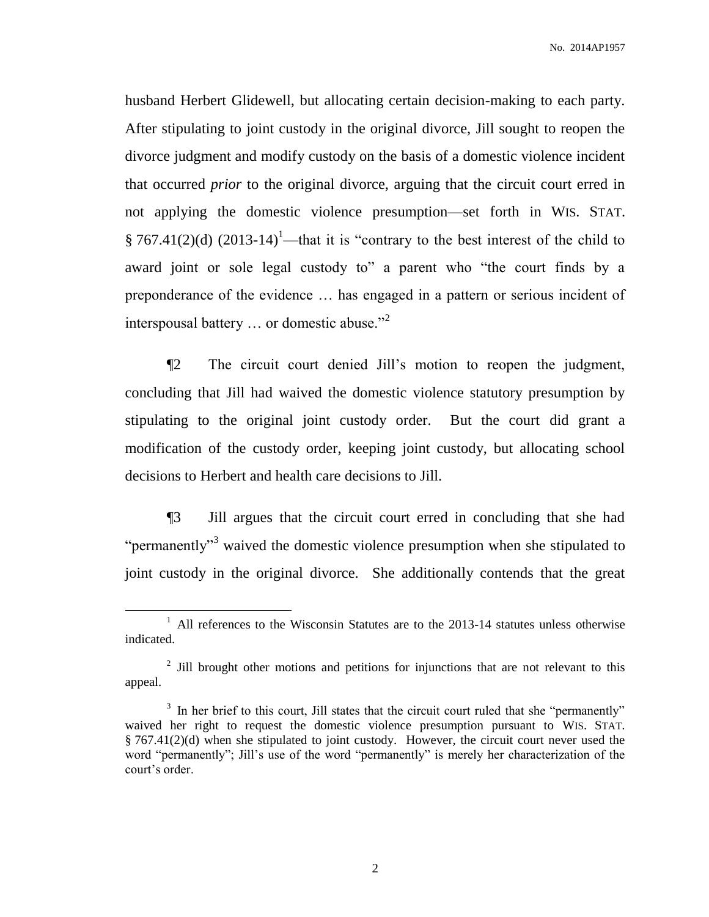husband Herbert Glidewell, but allocating certain decision-making to each party. After stipulating to joint custody in the original divorce, Jill sought to reopen the divorce judgment and modify custody on the basis of a domestic violence incident that occurred *prior* to the original divorce, arguing that the circuit court erred in not applying the domestic violence presumption—set forth in WIS. STAT. § 767.41(2)(d) (2013-14)[1]—that it is "contrary to the best interest of the child to award joint or sole legal custody to" a parent who "the court finds by a preponderance of the evidence … has engaged in a pattern or serious incident of interspousal battery … or domestic abuse."[2]

¶2 The circuit court denied Jill's motion to reopen the judgment, concluding that Jill had waived the domestic violence statutory presumption by stipulating to the original joint custody order. But the court did grant a modification of the custody order, keeping joint custody, but allocating school decisions to Herbert and health care decisions to Jill.

¶3 Jill argues that the circuit court erred in concluding that she had "permanently"[3] waived the domestic violence presumption when she stipulated to joint custody in the original divorce. She additionally contends that the great

---

[1] All references to the Wisconsin Statutes are to the 2013-14 statutes unless otherwise indicated.

[2] Jill brought other motions and petitions for injunctions that are not relevant to this appeal.

[3] In her brief to this court, Jill states that the circuit court ruled that she "permanently" waived her right to request the domestic violence presumption pursuant to WIS. STAT. § 767.41(2)(d) when she stipulated to joint custody. However, the circuit court never used the word "permanently"; Jill's use of the word "permanently" is merely her characterization of the court's order.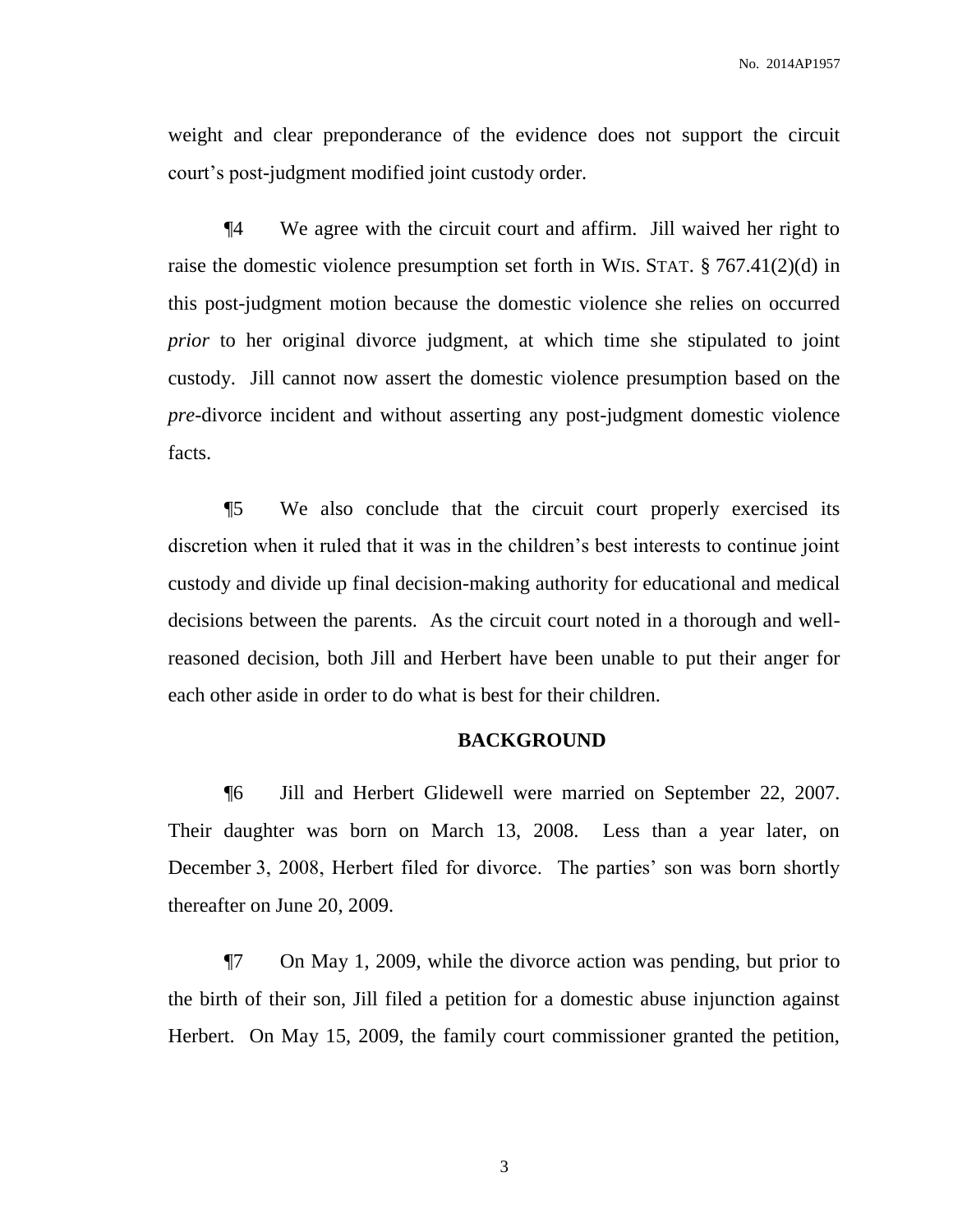weight and clear preponderance of the evidence does not support the circuit court's post-judgment modified joint custody order.

¶4 We agree with the circuit court and affirm. Jill waived her right to raise the domestic violence presumption set forth in WIS. STAT. § 767.41(2)(d) in this post-judgment motion because the domestic violence she relies on occurred *prior* to her original divorce judgment, at which time she stipulated to joint custody. Jill cannot now assert the domestic violence presumption based on the *pre*-divorce incident and without asserting any post-judgment domestic violence facts.

¶5 We also conclude that the circuit court properly exercised its discretion when it ruled that it was in the children's best interests to continue joint custody and divide up final decision-making authority for educational and medical decisions between the parents. As the circuit court noted in a thorough and well-reasoned decision, both Jill and Herbert have been unable to put their anger for each other aside in order to do what is best for their children.

## BACKGROUND

¶6 Jill and Herbert Glidewell were married on September 22, 2007. Their daughter was born on March 13, 2008. Less than a year later, on December 3, 2008, Herbert filed for divorce. The parties' son was born shortly thereafter on June 20, 2009.

¶7 On May 1, 2009, while the divorce action was pending, but prior to the birth of their son, Jill filed a petition for a domestic abuse injunction against Herbert. On May 15, 2009, the family court commissioner granted the petition,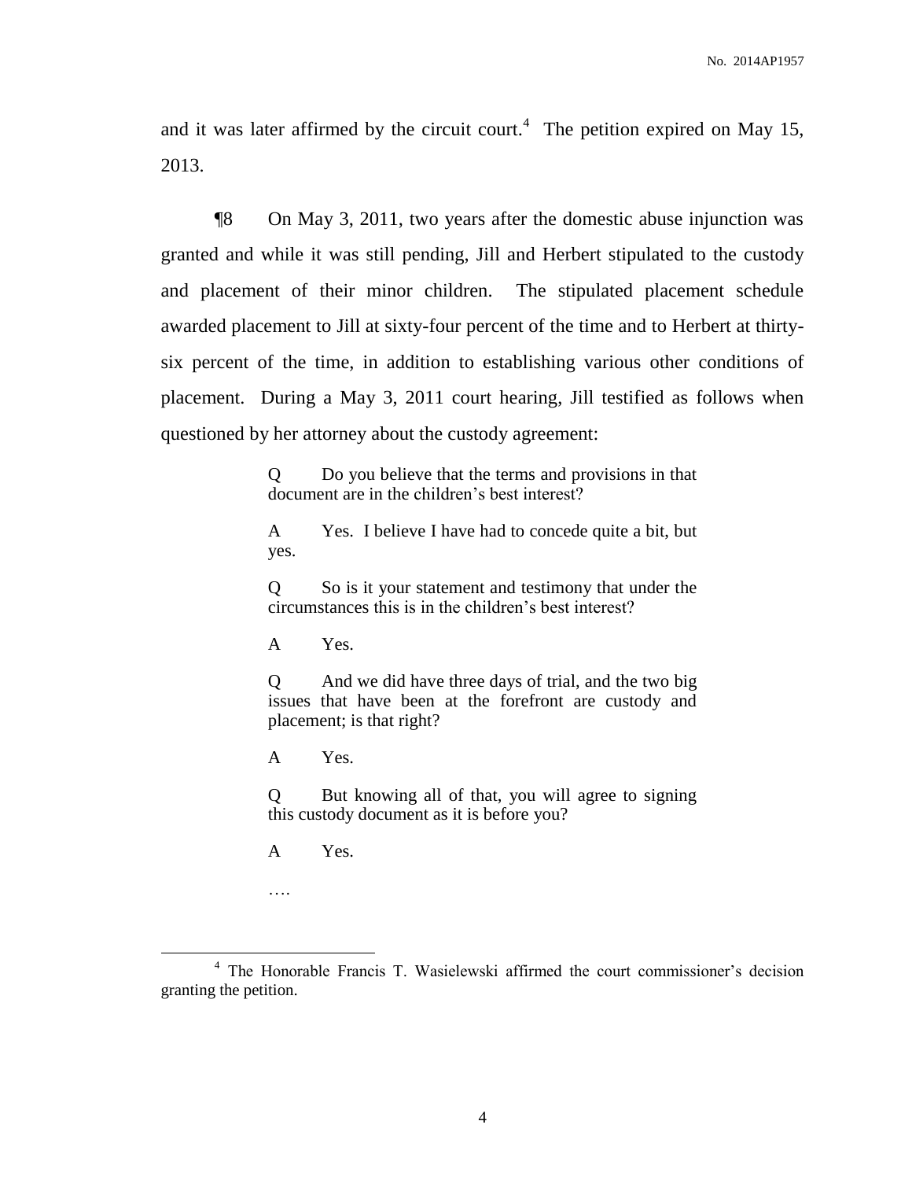and it was later affirmed by the circuit court.[4] The petition expired on May 15, 2013.

¶8 On May 3, 2011, two years after the domestic abuse injunction was granted and while it was still pending, Jill and Herbert stipulated to the custody and placement of their minor children. The stipulated placement schedule awarded placement to Jill at sixty-four percent of the time and to Herbert at thirty-six percent of the time, in addition to establishing various other conditions of placement. During a May 3, 2011 court hearing, Jill testified as follows when questioned by her attorney about the custody agreement:

> Q Do you believe that the terms and provisions in that document are in the children's best interest?
>
> A Yes. I believe I have had to concede quite a bit, but yes.
>
> Q So is it your statement and testimony that under the circumstances this is in the children's best interest?
>
> A Yes.
>
> Q And we did have three days of trial, and the two big issues that have been at the forefront are custody and placement; is that right?
>
> A Yes.
>
> Q But knowing all of that, you will agree to signing this custody document as it is before you?
>
> A Yes.
>
> ….

[4] The Honorable Francis T. Wasielewski affirmed the court commissioner's decision granting the petition.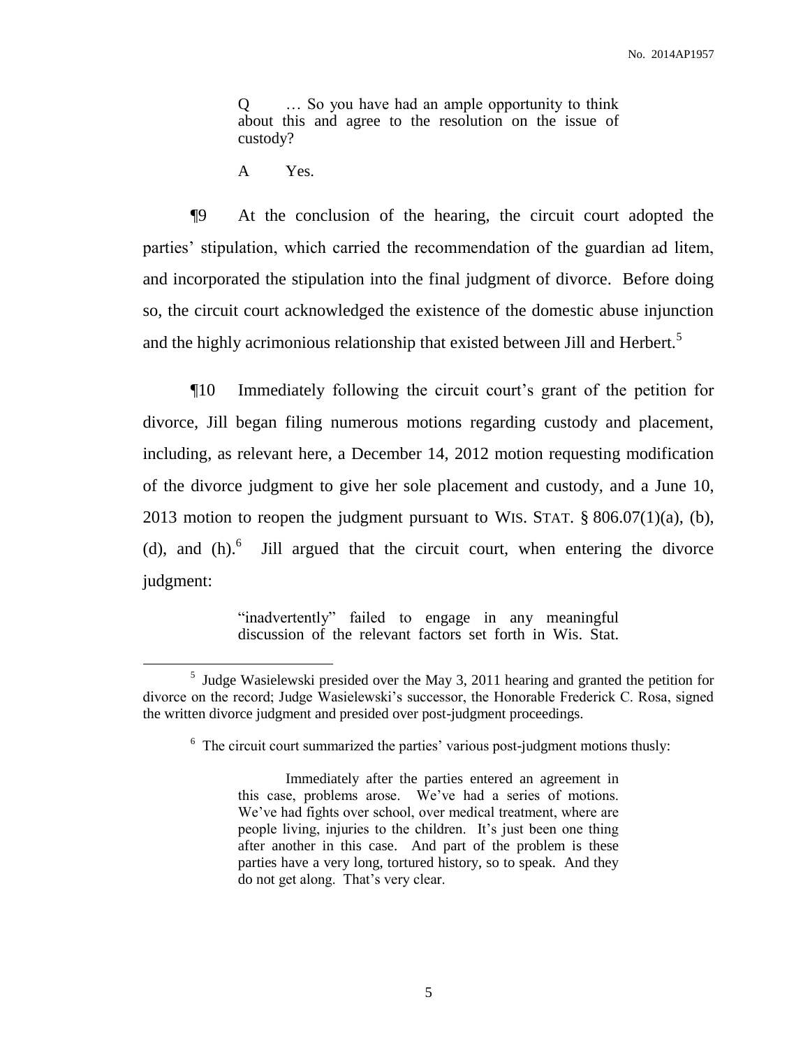> Q … So you have had an ample opportunity to think about this and agree to the resolution on the issue of custody?
>
> A Yes.

¶9 At the conclusion of the hearing, the circuit court adopted the parties' stipulation, which carried the recommendation of the guardian ad litem, and incorporated the stipulation into the final judgment of divorce. Before doing so, the circuit court acknowledged the existence of the domestic abuse injunction and the highly acrimonious relationship that existed between Jill and Herbert.[5]

¶10 Immediately following the circuit court's grant of the petition for divorce, Jill began filing numerous motions regarding custody and placement, including, as relevant here, a December 14, 2012 motion requesting modification of the divorce judgment to give her sole placement and custody, and a June 10, 2013 motion to reopen the judgment pursuant to WIS. STAT. § 806.07(1)(a), (b), (d), and (h).[6] Jill argued that the circuit court, when entering the divorce judgment:

> "inadvertently" failed to engage in any meaningful discussion of the relevant factors set forth in Wis. Stat.

---

[5] Judge Wasielewski presided over the May 3, 2011 hearing and granted the petition for divorce on the record; Judge Wasielewski's successor, the Honorable Frederick C. Rosa, signed the written divorce judgment and presided over post-judgment proceedings.

[6] The circuit court summarized the parties' various post-judgment motions thusly:

> Immediately after the parties entered an agreement in this case, problems arose. We've had a series of motions. We've had fights over school, over medical treatment, where are people living, injuries to the children. It's just been one thing after another in this case. And part of the problem is these parties have a very long, tortured history, so to speak. And they do not get along. That's very clear.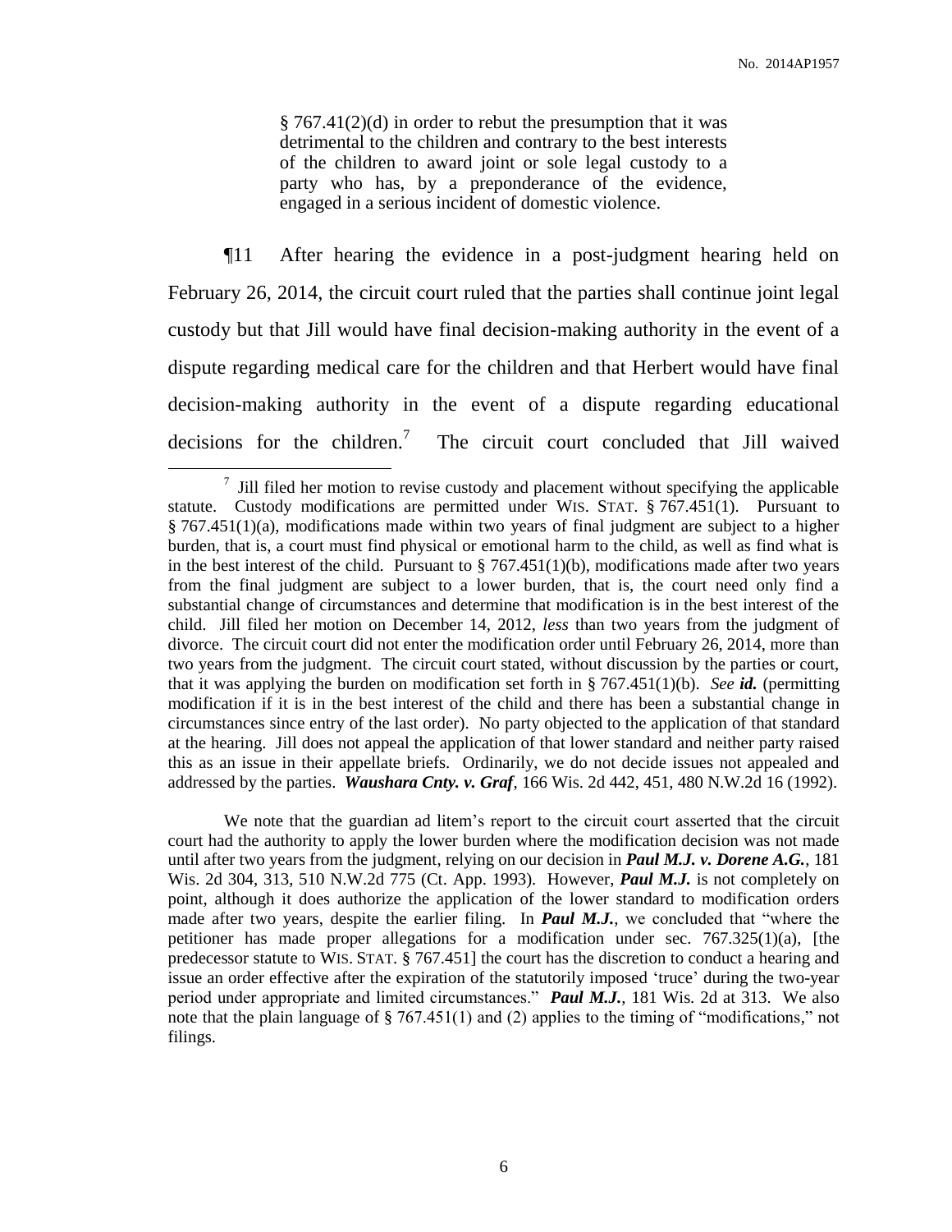§ 767.41(2)(d) in order to rebut the presumption that it was detrimental to the children and contrary to the best interests of the children to award joint or sole legal custody to a party who has, by a preponderance of the evidence, engaged in a serious incident of domestic violence.

¶11 After hearing the evidence in a post-judgment hearing held on February 26, 2014, the circuit court ruled that the parties shall continue joint legal custody but that Jill would have final decision-making authority in the event of a dispute regarding medical care for the children and that Herbert would have final decision-making authority in the event of a dispute regarding educational decisions for the children.[7] The circuit court concluded that Jill waived

---

[7] Jill filed her motion to revise custody and placement without specifying the applicable statute. Custody modifications are permitted under WIS. STAT. § 767.451(1). Pursuant to § 767.451(1)(a), modifications made within two years of final judgment are subject to a higher burden, that is, a court must find physical or emotional harm to the child, as well as find what is in the best interest of the child. Pursuant to § 767.451(1)(b), modifications made after two years from the final judgment are subject to a lower burden, that is, the court need only find a substantial change of circumstances and determine that modification is in the best interest of the child. Jill filed her motion on December 14, 2012, *less* than two years from the judgment of divorce. The circuit court did not enter the modification order until February 26, 2014, more than two years from the judgment. The circuit court stated, without discussion by the parties or court, that it was applying the burden on modification set forth in § 767.451(1)(b). *See **id.*** (permitting modification if it is in the best interest of the child and there has been a substantial change in circumstances since entry of the last order). No party objected to the application of that standard at the hearing. Jill does not appeal the application of that lower standard and neither party raised this as an issue in their appellate briefs. Ordinarily, we do not decide issues not appealed and addressed by the parties. ***Waushara Cnty. v. Graf***, 166 Wis. 2d 442, 451, 480 N.W.2d 16 (1992).

We note that the guardian ad litem's report to the circuit court asserted that the circuit court had the authority to apply the lower burden where the modification decision was not made until after two years from the judgment, relying on our decision in ***Paul M.J. v. Dorene A.G.***, 181 Wis. 2d 304, 313, 510 N.W.2d 775 (Ct. App. 1993). However, ***Paul M.J.*** is not completely on point, although it does authorize the application of the lower standard to modification orders made after two years, despite the earlier filing. In ***Paul M.J.***, we concluded that "where the petitioner has made proper allegations for a modification under sec. 767.325(1)(a), [the predecessor statute to WIS. STAT. § 767.451] the court has the discretion to conduct a hearing and issue an order effective after the expiration of the statutorily imposed 'truce' during the two-year period under appropriate and limited circumstances." ***Paul M.J.***, 181 Wis. 2d at 313. We also note that the plain language of § 767.451(1) and (2) applies to the timing of "modifications," not filings.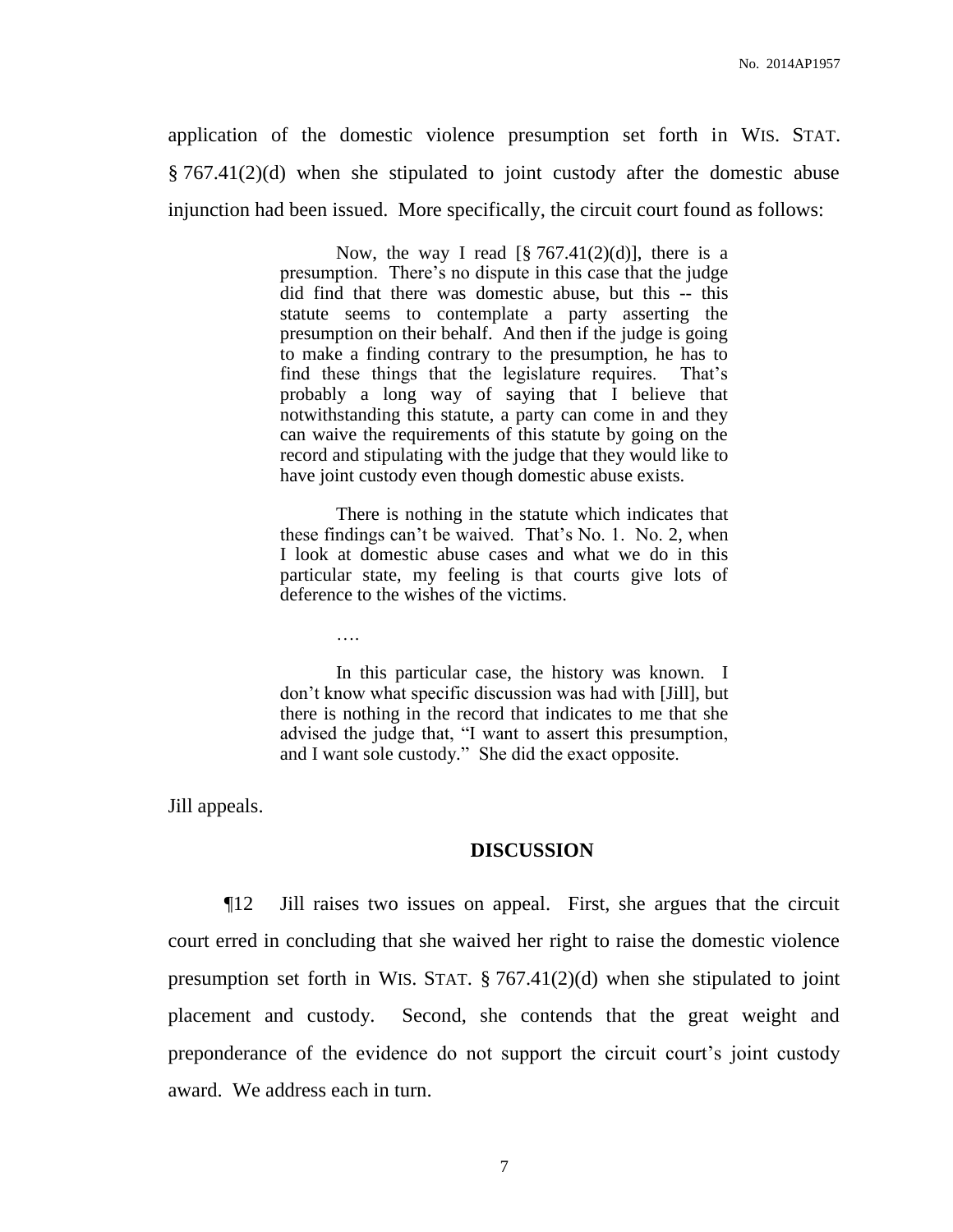application of the domestic violence presumption set forth in WIS. STAT. § 767.41(2)(d) when she stipulated to joint custody after the domestic abuse injunction had been issued. More specifically, the circuit court found as follows:

> Now, the way I read [§ 767.41(2)(d)], there is a presumption. There's no dispute in this case that the judge did find that there was domestic abuse, but this -- this statute seems to contemplate a party asserting the presumption on their behalf. And then if the judge is going to make a finding contrary to the presumption, he has to find these things that the legislature requires. That's probably a long way of saying that I believe that notwithstanding this statute, a party can come in and they can waive the requirements of this statute by going on the record and stipulating with the judge that they would like to have joint custody even though domestic abuse exists.
>
> There is nothing in the statute which indicates that these findings can't be waived. That's No. 1. No. 2, when I look at domestic abuse cases and what we do in this particular state, my feeling is that courts give lots of deference to the wishes of the victims.
>
> ….
>
> In this particular case, the history was known. I don't know what specific discussion was had with [Jill], but there is nothing in the record that indicates to me that she advised the judge that, "I want to assert this presumption, and I want sole custody." She did the exact opposite.

Jill appeals.

## DISCUSSION

¶12 Jill raises two issues on appeal. First, she argues that the circuit court erred in concluding that she waived her right to raise the domestic violence presumption set forth in WIS. STAT. § 767.41(2)(d) when she stipulated to joint placement and custody. Second, she contends that the great weight and preponderance of the evidence do not support the circuit court's joint custody award. We address each in turn.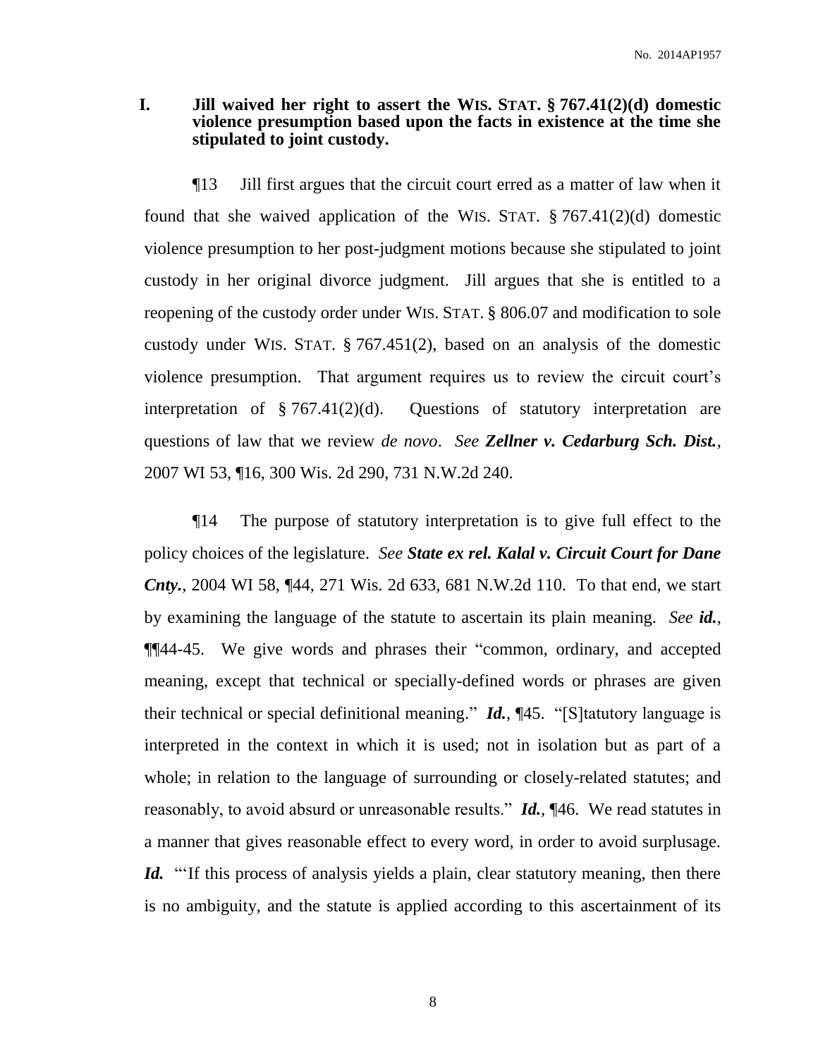## I. Jill waived her right to assert the WIS. STAT. § 767.41(2)(d) domestic violence presumption based upon the facts in existence at the time she stipulated to joint custody.

¶13 Jill first argues that the circuit court erred as a matter of law when it found that she waived application of the WIS. STAT. § 767.41(2)(d) domestic violence presumption to her post-judgment motions because she stipulated to joint custody in her original divorce judgment. Jill argues that she is entitled to a reopening of the custody order under WIS. STAT. § 806.07 and modification to sole custody under WIS. STAT. § 767.451(2), based on an analysis of the domestic violence presumption. That argument requires us to review the circuit court's interpretation of § 767.41(2)(d). Questions of statutory interpretation are questions of law that we review *de novo*. *See* ***Zellner v. Cedarburg Sch. Dist.***, 2007 WI 53, ¶16, 300 Wis. 2d 290, 731 N.W.2d 240.

¶14 The purpose of statutory interpretation is to give full effect to the policy choices of the legislature. *See* ***State ex rel. Kalal v. Circuit Court for Dane Cnty.***, 2004 WI 58, ¶44, 271 Wis. 2d 633, 681 N.W.2d 110. To that end, we start by examining the language of the statute to ascertain its plain meaning. *See* ***id.***, ¶¶44-45. We give words and phrases their "common, ordinary, and accepted meaning, except that technical or specially-defined words or phrases are given their technical or special definitional meaning." ***Id.***, ¶45. "[S]tatutory language is interpreted in the context in which it is used; not in isolation but as part of a whole; in relation to the language of surrounding or closely-related statutes; and reasonably, to avoid absurd or unreasonable results." ***Id.***, ¶46. We read statutes in a manner that gives reasonable effect to every word, in order to avoid surplusage. ***Id.*** "'If this process of analysis yields a plain, clear statutory meaning, then there is no ambiguity, and the statute is applied according to this ascertainment of its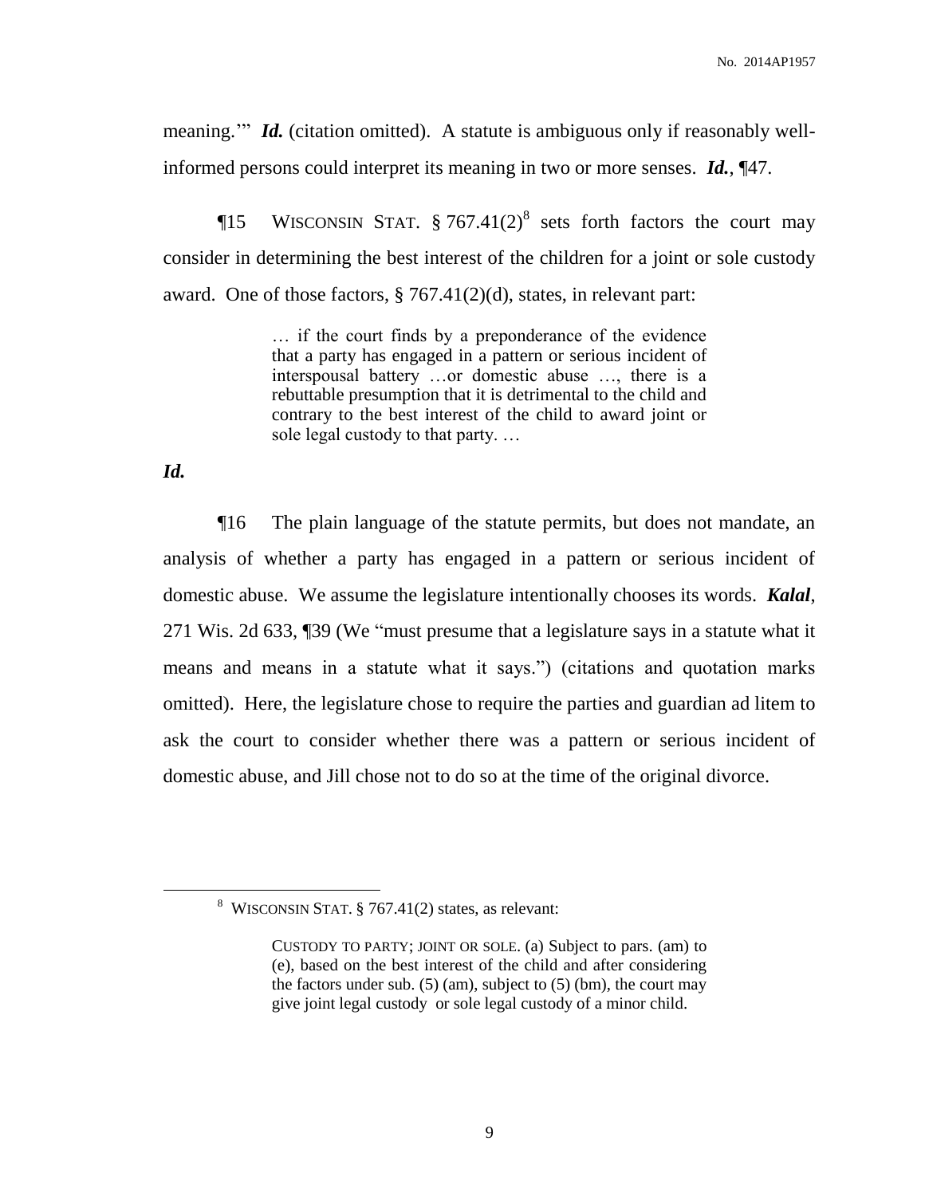meaning.'" ***Id.*** (citation omitted). A statute is ambiguous only if reasonably well-informed persons could interpret its meaning in two or more senses. ***Id.***, ¶47.

¶15 WISCONSIN STAT. § 767.41(2)[8] sets forth factors the court may consider in determining the best interest of the children for a joint or sole custody award. One of those factors, § 767.41(2)(d), states, in relevant part:

> … if the court finds by a preponderance of the evidence that a party has engaged in a pattern or serious incident of interspousal battery …or domestic abuse …, there is a rebuttable presumption that it is detrimental to the child and contrary to the best interest of the child to award joint or sole legal custody to that party. …

***Id.***

¶16 The plain language of the statute permits, but does not mandate, an analysis of whether a party has engaged in a pattern or serious incident of domestic abuse. We assume the legislature intentionally chooses its words. ***Kalal***, 271 Wis. 2d 633, ¶39 (We "must presume that a legislature says in a statute what it means and means in a statute what it says.") (citations and quotation marks omitted). Here, the legislature chose to require the parties and guardian ad litem to ask the court to consider whether there was a pattern or serious incident of domestic abuse, and Jill chose not to do so at the time of the original divorce.

---

[8] WISCONSIN STAT. § 767.41(2) states, as relevant:

> CUSTODY TO PARTY; JOINT OR SOLE. (a) Subject to pars. (am) to (e), based on the best interest of the child and after considering the factors under sub. (5) (am), subject to (5) (bm), the court may give joint legal custody or sole legal custody of a minor child.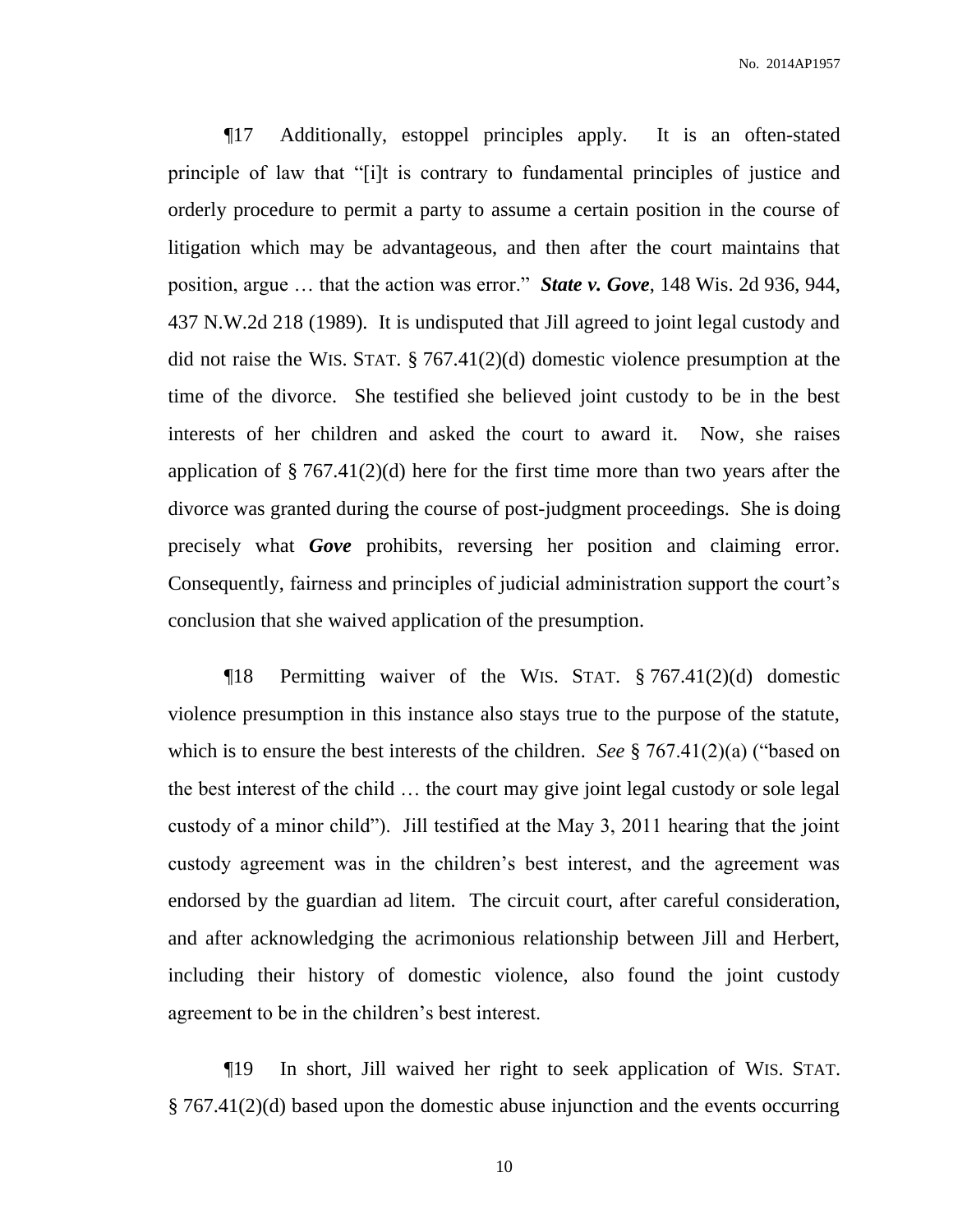¶17 Additionally, estoppel principles apply. It is an often-stated principle of law that "[i]t is contrary to fundamental principles of justice and orderly procedure to permit a party to assume a certain position in the course of litigation which may be advantageous, and then after the court maintains that position, argue … that the action was error." ***State v. Gove***, 148 Wis. 2d 936, 944, 437 N.W.2d 218 (1989). It is undisputed that Jill agreed to joint legal custody and did not raise the WIS. STAT. § 767.41(2)(d) domestic violence presumption at the time of the divorce. She testified she believed joint custody to be in the best interests of her children and asked the court to award it. Now, she raises application of § 767.41(2)(d) here for the first time more than two years after the divorce was granted during the course of post-judgment proceedings. She is doing precisely what ***Gove*** prohibits, reversing her position and claiming error. Consequently, fairness and principles of judicial administration support the court's conclusion that she waived application of the presumption.

¶18 Permitting waiver of the WIS. STAT. § 767.41(2)(d) domestic violence presumption in this instance also stays true to the purpose of the statute, which is to ensure the best interests of the children. *See* § 767.41(2)(a) ("based on the best interest of the child … the court may give joint legal custody or sole legal custody of a minor child"). Jill testified at the May 3, 2011 hearing that the joint custody agreement was in the children's best interest, and the agreement was endorsed by the guardian ad litem. The circuit court, after careful consideration, and after acknowledging the acrimonious relationship between Jill and Herbert, including their history of domestic violence, also found the joint custody agreement to be in the children's best interest.

¶19 In short, Jill waived her right to seek application of WIS. STAT. § 767.41(2)(d) based upon the domestic abuse injunction and the events occurring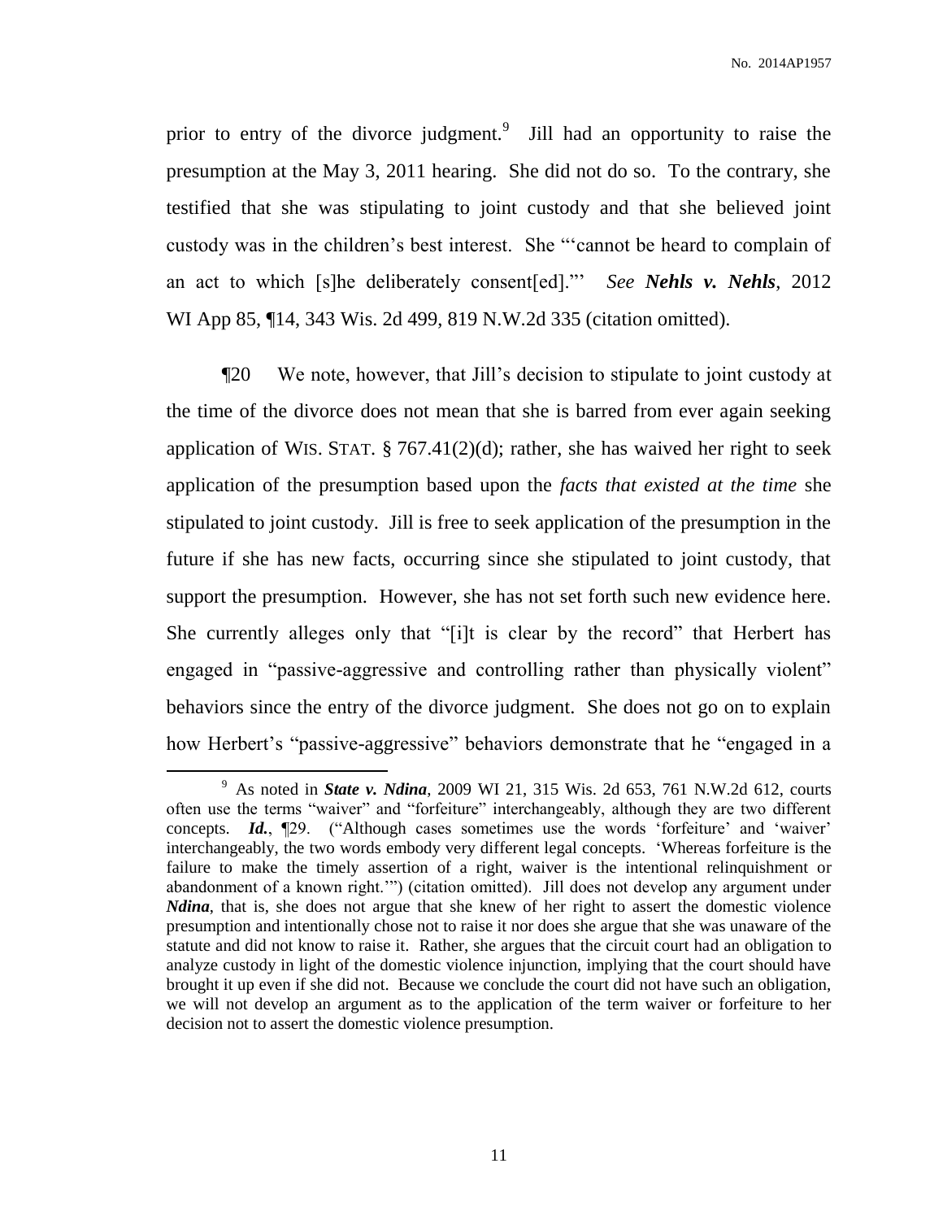prior to entry of the divorce judgment.[9] Jill had an opportunity to raise the presumption at the May 3, 2011 hearing. She did not do so. To the contrary, she testified that she was stipulating to joint custody and that she believed joint custody was in the children's best interest. She "'cannot be heard to complain of an act to which [s]he deliberately consent[ed].'" *See* ***Nehls v. Nehls***, 2012 WI App 85, ¶14, 343 Wis. 2d 499, 819 N.W.2d 335 (citation omitted).

¶20 We note, however, that Jill's decision to stipulate to joint custody at the time of the divorce does not mean that she is barred from ever again seeking application of WIS. STAT. § 767.41(2)(d); rather, she has waived her right to seek application of the presumption based upon the *facts that existed at the time* she stipulated to joint custody. Jill is free to seek application of the presumption in the future if she has new facts, occurring since she stipulated to joint custody, that support the presumption. However, she has not set forth such new evidence here. She currently alleges only that "[i]t is clear by the record" that Herbert has engaged in "passive-aggressive and controlling rather than physically violent" behaviors since the entry of the divorce judgment. She does not go on to explain how Herbert's "passive-aggressive" behaviors demonstrate that he "engaged in a

---

[9] As noted in ***State v. Ndina***, 2009 WI 21, 315 Wis. 2d 653, 761 N.W.2d 612, courts often use the terms "waiver" and "forfeiture" interchangeably, although they are two different concepts. ***Id.***, ¶29. ("Although cases sometimes use the words 'forfeiture' and 'waiver' interchangeably, the two words embody very different legal concepts. 'Whereas forfeiture is the failure to make the timely assertion of a right, waiver is the intentional relinquishment or abandonment of a known right.'") (citation omitted). Jill does not develop any argument under ***Ndina***, that is, she does not argue that she knew of her right to assert the domestic violence presumption and intentionally chose not to raise it nor does she argue that she was unaware of the statute and did not know to raise it. Rather, she argues that the circuit court had an obligation to analyze custody in light of the domestic violence injunction, implying that the court should have brought it up even if she did not. Because we conclude the court did not have such an obligation, we will not develop an argument as to the application of the term waiver or forfeiture to her decision not to assert the domestic violence presumption.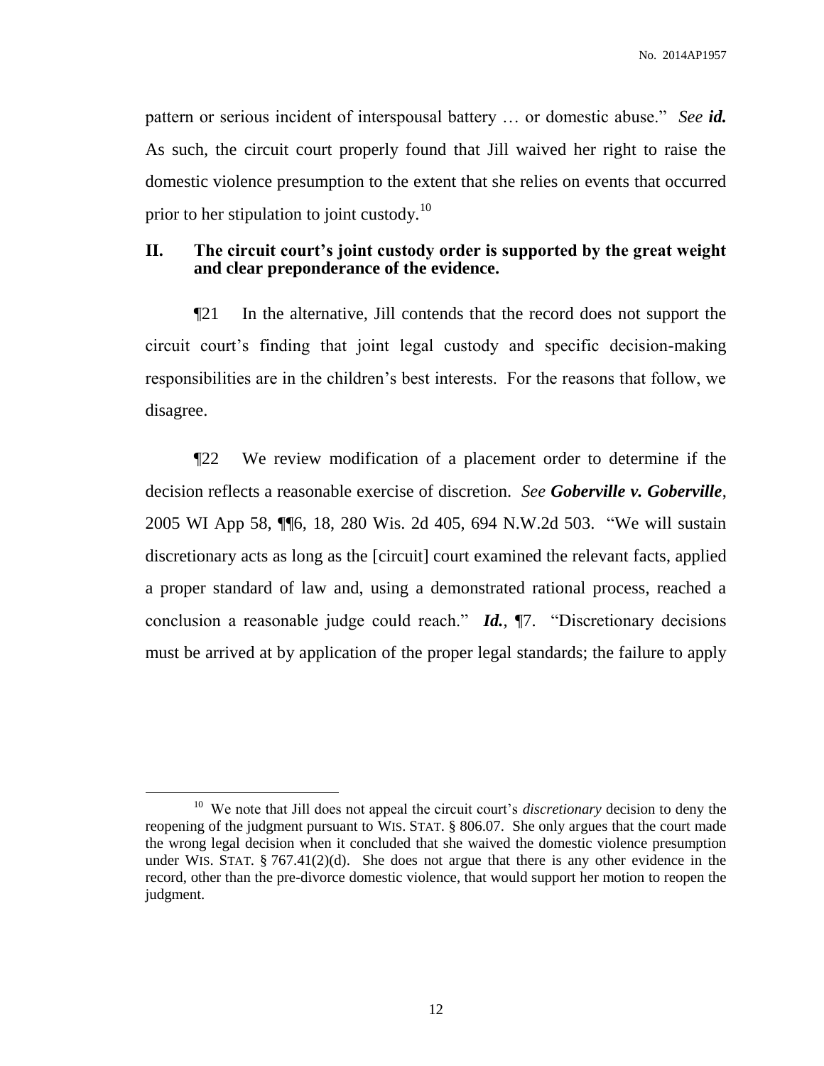pattern or serious incident of interspousal battery … or domestic abuse." *See* ***id.*** As such, the circuit court properly found that Jill waived her right to raise the domestic violence presumption to the extent that she relies on events that occurred prior to her stipulation to joint custody.[10]

## II. The circuit court's joint custody order is supported by the great weight and clear preponderance of the evidence.

¶21 In the alternative, Jill contends that the record does not support the circuit court's finding that joint legal custody and specific decision-making responsibilities are in the children's best interests. For the reasons that follow, we disagree.

¶22 We review modification of a placement order to determine if the decision reflects a reasonable exercise of discretion. *See* ***Goberville v. Goberville***, 2005 WI App 58, ¶¶6, 18, 280 Wis. 2d 405, 694 N.W.2d 503. "We will sustain discretionary acts as long as the [circuit] court examined the relevant facts, applied a proper standard of law and, using a demonstrated rational process, reached a conclusion a reasonable judge could reach." ***Id.***, ¶7. "Discretionary decisions must be arrived at by application of the proper legal standards; the failure to apply

---

[10] We note that Jill does not appeal the circuit court's *discretionary* decision to deny the reopening of the judgment pursuant to WIS. STAT. § 806.07. She only argues that the court made the wrong legal decision when it concluded that she waived the domestic violence presumption under WIS. STAT. § 767.41(2)(d). She does not argue that there is any other evidence in the record, other than the pre-divorce domestic violence, that would support her motion to reopen the judgment.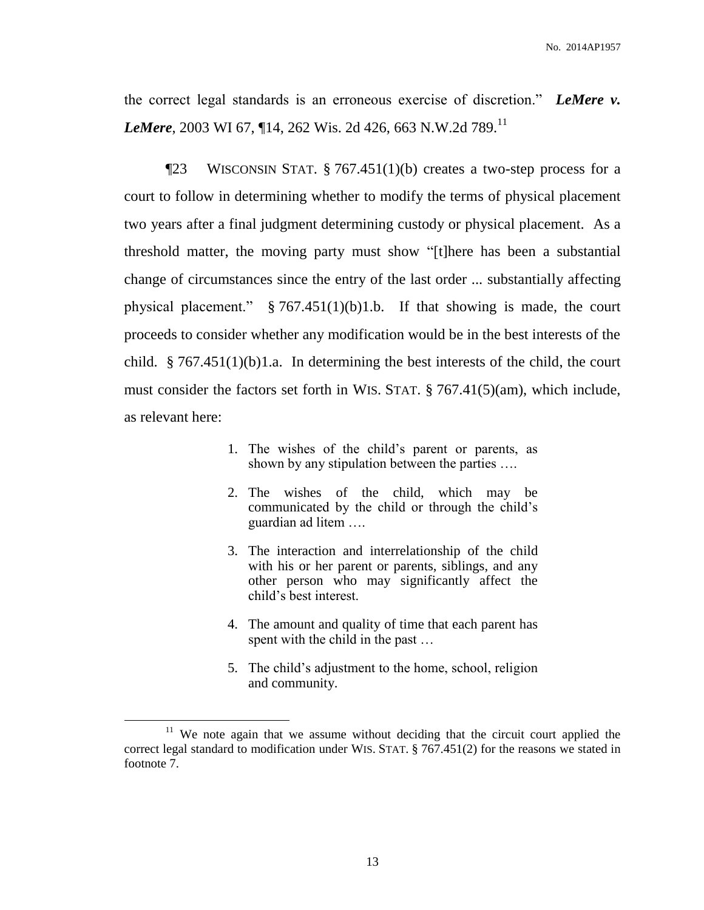the correct legal standards is an erroneous exercise of discretion." ***LeMere v. LeMere***, 2003 WI 67, ¶14, 262 Wis. 2d 426, 663 N.W.2d 789.[11]

¶23 WISCONSIN STAT. § 767.451(1)(b) creates a two-step process for a court to follow in determining whether to modify the terms of physical placement two years after a final judgment determining custody or physical placement. As a threshold matter, the moving party must show "[t]here has been a substantial change of circumstances since the entry of the last order ... substantially affecting physical placement." § 767.451(1)(b)1.b. If that showing is made, the court proceeds to consider whether any modification would be in the best interests of the child. § 767.451(1)(b)1.a. In determining the best interests of the child, the court must consider the factors set forth in WIS. STAT. § 767.41(5)(am), which include, as relevant here:

> 1. The wishes of the child's parent or parents, as shown by any stipulation between the parties ….
>
> 2. The wishes of the child, which may be communicated by the child or through the child's guardian ad litem ….
>
> 3. The interaction and interrelationship of the child with his or her parent or parents, siblings, and any other person who may significantly affect the child's best interest.
>
> 4. The amount and quality of time that each parent has spent with the child in the past …
>
> 5. The child's adjustment to the home, school, religion and community.

[11] We note again that we assume without deciding that the circuit court applied the correct legal standard to modification under WIS. STAT. § 767.451(2) for the reasons we stated in footnote 7.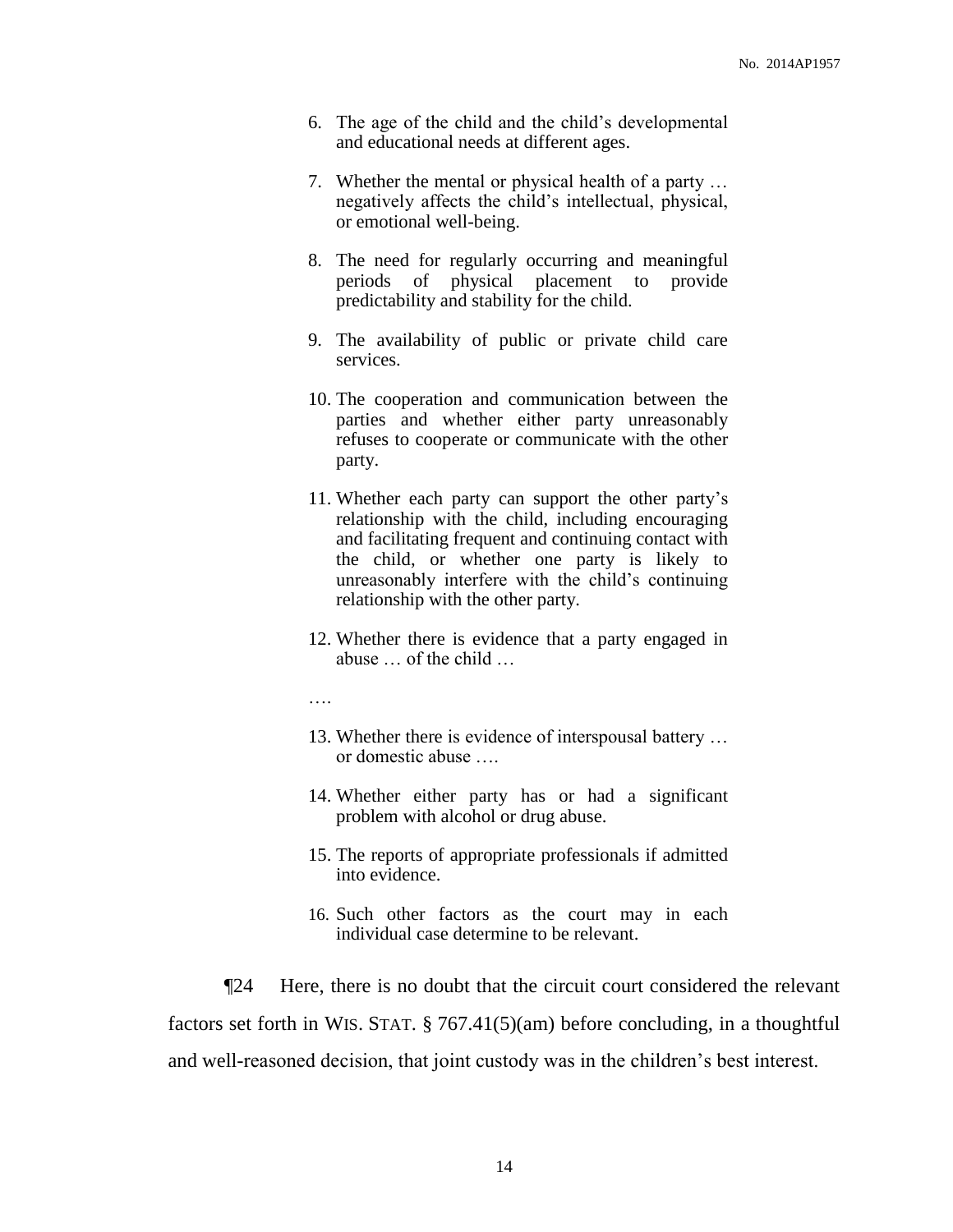6. The age of the child and the child's developmental and educational needs at different ages.

7. Whether the mental or physical health of a party … negatively affects the child's intellectual, physical, or emotional well-being.

8. The need for regularly occurring and meaningful periods of physical placement to provide predictability and stability for the child.

9. The availability of public or private child care services.

10. The cooperation and communication between the parties and whether either party unreasonably refuses to cooperate or communicate with the other party.

11. Whether each party can support the other party's relationship with the child, including encouraging and facilitating frequent and continuing contact with the child, or whether one party is likely to unreasonably interfere with the child's continuing relationship with the other party.

12. Whether there is evidence that a party engaged in abuse … of the child …

….

13. Whether there is evidence of interspousal battery … or domestic abuse ….

14. Whether either party has or had a significant problem with alcohol or drug abuse.

15. The reports of appropriate professionals if admitted into evidence.

16. Such other factors as the court may in each individual case determine to be relevant.

¶24 Here, there is no doubt that the circuit court considered the relevant factors set forth in WIS. STAT. § 767.41(5)(am) before concluding, in a thoughtful and well-reasoned decision, that joint custody was in the children's best interest.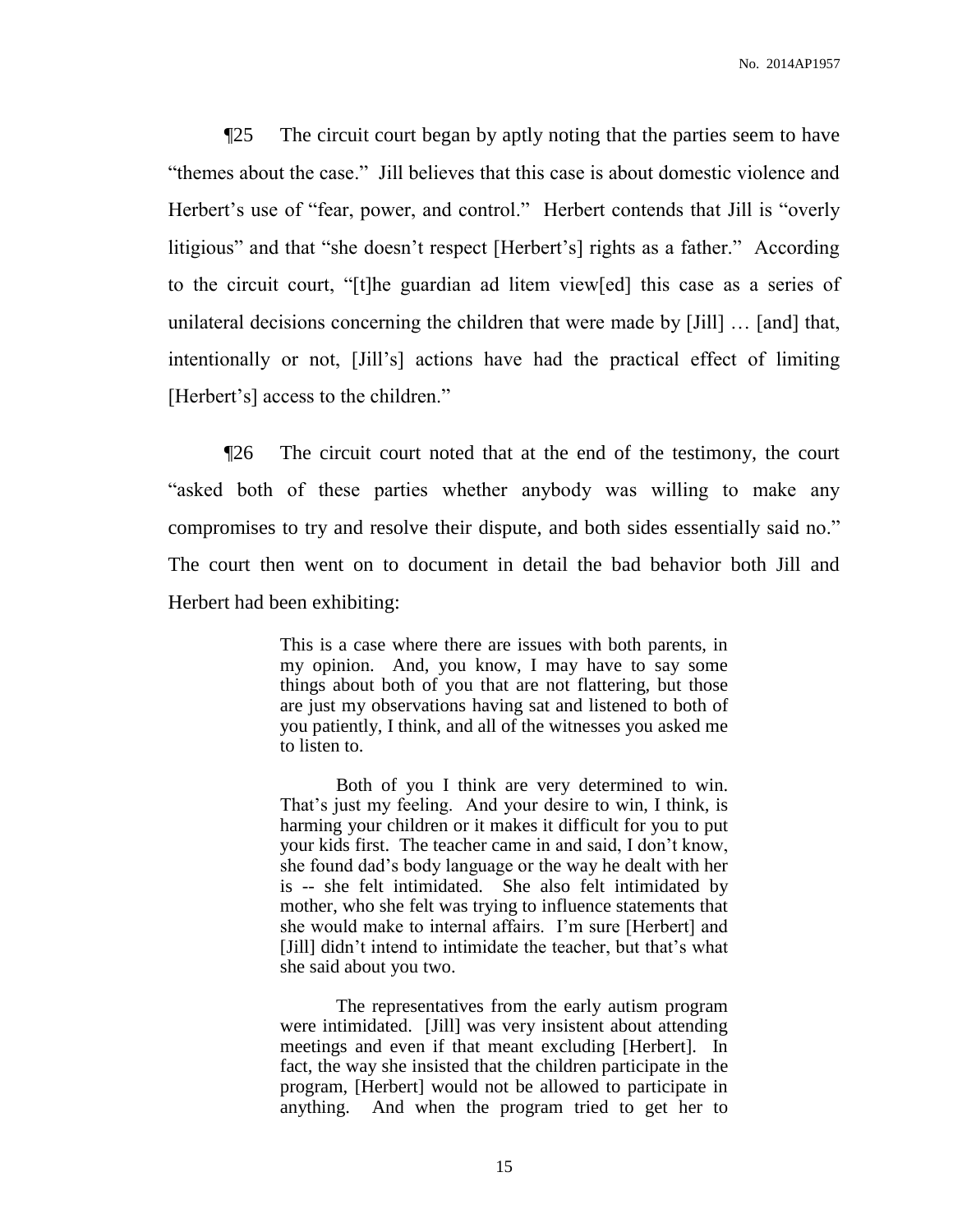¶25 The circuit court began by aptly noting that the parties seem to have "themes about the case." Jill believes that this case is about domestic violence and Herbert's use of "fear, power, and control." Herbert contends that Jill is "overly litigious" and that "she doesn't respect [Herbert's] rights as a father." According to the circuit court, "[t]he guardian ad litem view[ed] this case as a series of unilateral decisions concerning the children that were made by [Jill] … [and] that, intentionally or not, [Jill's] actions have had the practical effect of limiting [Herbert's] access to the children."

¶26 The circuit court noted that at the end of the testimony, the court "asked both of these parties whether anybody was willing to make any compromises to try and resolve their dispute, and both sides essentially said no." The court then went on to document in detail the bad behavior both Jill and Herbert had been exhibiting:

> This is a case where there are issues with both parents, in my opinion. And, you know, I may have to say some things about both of you that are not flattering, but those are just my observations having sat and listened to both of you patiently, I think, and all of the witnesses you asked me to listen to.
>
> Both of you I think are very determined to win. That's just my feeling. And your desire to win, I think, is harming your children or it makes it difficult for you to put your kids first. The teacher came in and said, I don't know, she found dad's body language or the way he dealt with her is -- she felt intimidated. She also felt intimidated by mother, who she felt was trying to influence statements that she would make to internal affairs. I'm sure [Herbert] and [Jill] didn't intend to intimidate the teacher, but that's what she said about you two.
>
> The representatives from the early autism program were intimidated. [Jill] was very insistent about attending meetings and even if that meant excluding [Herbert]. In fact, the way she insisted that the children participate in the program, [Herbert] would not be allowed to participate in anything. And when the program tried to get her to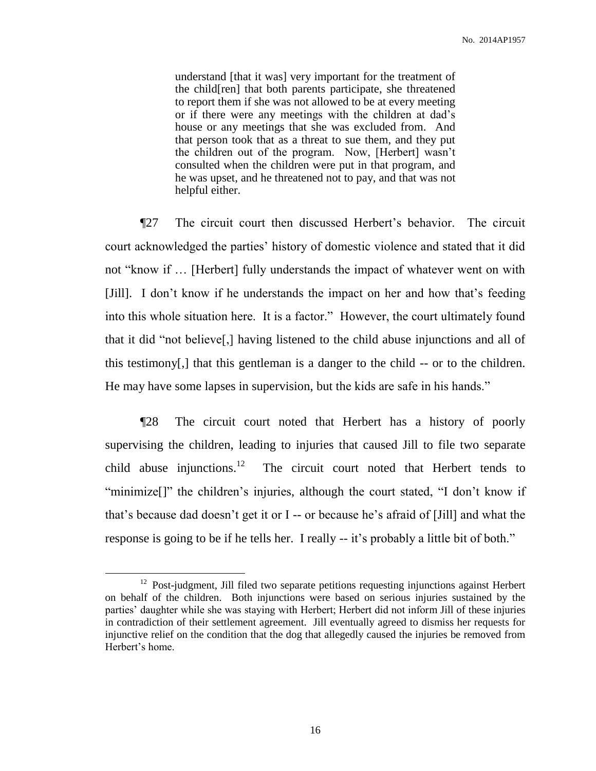> understand [that it was] very important for the treatment of the child[ren] that both parents participate, she threatened to report them if she was not allowed to be at every meeting or if there were any meetings with the children at dad's house or any meetings that she was excluded from. And that person took that as a threat to sue them, and they put the children out of the program. Now, [Herbert] wasn't consulted when the children were put in that program, and he was upset, and he threatened not to pay, and that was not helpful either.

¶27 The circuit court then discussed Herbert's behavior. The circuit court acknowledged the parties' history of domestic violence and stated that it did not "know if … [Herbert] fully understands the impact of whatever went on with [Jill]. I don't know if he understands the impact on her and how that's feeding into this whole situation here. It is a factor." However, the court ultimately found that it did "not believe[,] having listened to the child abuse injunctions and all of this testimony[,] that this gentleman is a danger to the child -- or to the children. He may have some lapses in supervision, but the kids are safe in his hands."

¶28 The circuit court noted that Herbert has a history of poorly supervising the children, leading to injuries that caused Jill to file two separate child abuse injunctions.[12] The circuit court noted that Herbert tends to "minimize[]" the children's injuries, although the court stated, "I don't know if that's because dad doesn't get it or I -- or because he's afraid of [Jill] and what the response is going to be if he tells her. I really -- it's probably a little bit of both."

---

[12] Post-judgment, Jill filed two separate petitions requesting injunctions against Herbert on behalf of the children. Both injunctions were based on serious injuries sustained by the parties' daughter while she was staying with Herbert; Herbert did not inform Jill of these injuries in contradiction of their settlement agreement. Jill eventually agreed to dismiss her requests for injunctive relief on the condition that the dog that allegedly caused the injuries be removed from Herbert's home.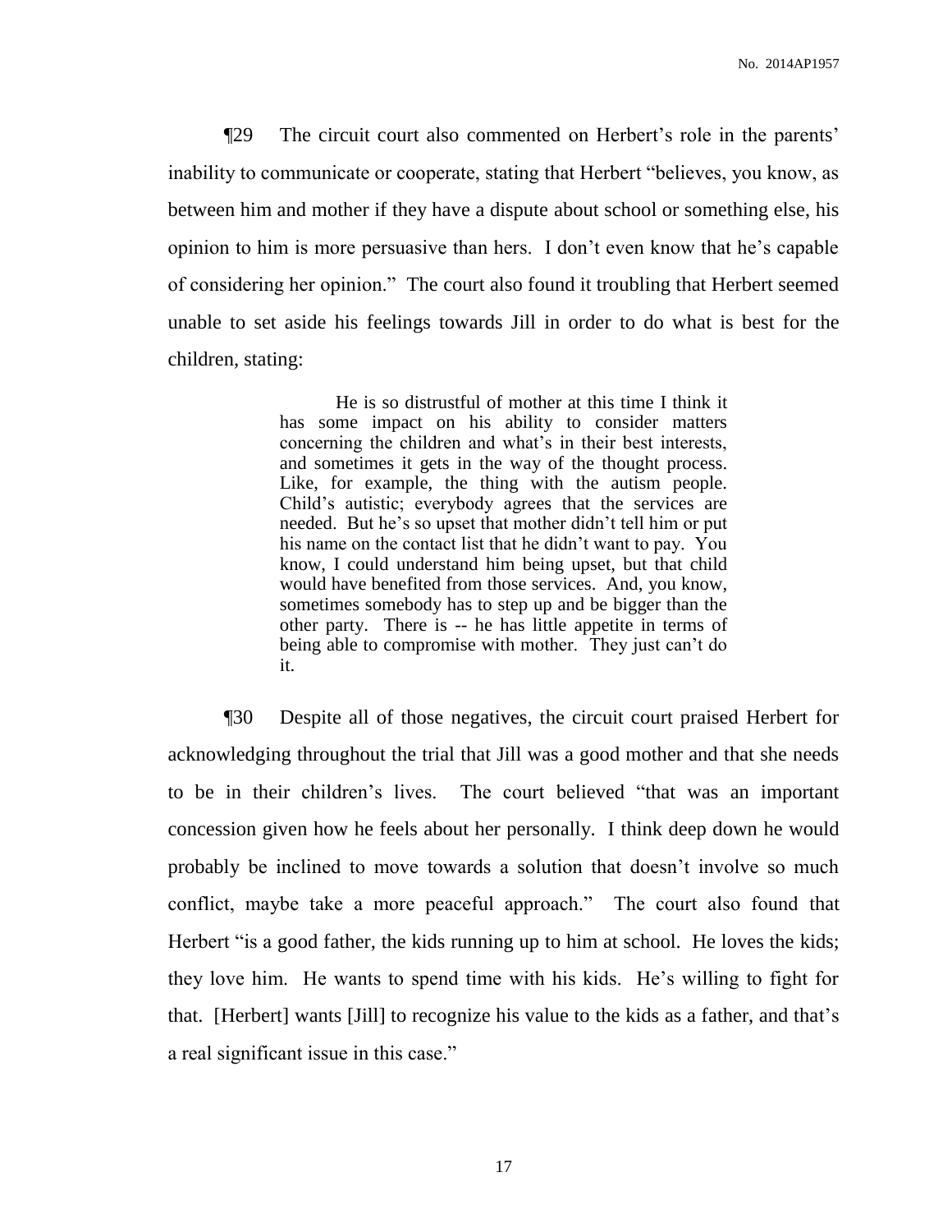¶29 The circuit court also commented on Herbert's role in the parents' inability to communicate or cooperate, stating that Herbert "believes, you know, as between him and mother if they have a dispute about school or something else, his opinion to him is more persuasive than hers. I don't even know that he's capable of considering her opinion." The court also found it troubling that Herbert seemed unable to set aside his feelings towards Jill in order to do what is best for the children, stating:

> He is so distrustful of mother at this time I think it has some impact on his ability to consider matters concerning the children and what's in their best interests, and sometimes it gets in the way of the thought process. Like, for example, the thing with the autism people. Child's autistic; everybody agrees that the services are needed. But he's so upset that mother didn't tell him or put his name on the contact list that he didn't want to pay. You know, I could understand him being upset, but that child would have benefited from those services. And, you know, sometimes somebody has to step up and be bigger than the other party. There is -- he has little appetite in terms of being able to compromise with mother. They just can't do it.

¶30 Despite all of those negatives, the circuit court praised Herbert for acknowledging throughout the trial that Jill was a good mother and that she needs to be in their children's lives. The court believed "that was an important concession given how he feels about her personally. I think deep down he would probably be inclined to move towards a solution that doesn't involve so much conflict, maybe take a more peaceful approach." The court also found that Herbert "is a good father, the kids running up to him at school. He loves the kids; they love him. He wants to spend time with his kids. He's willing to fight for that. [Herbert] wants [Jill] to recognize his value to the kids as a father, and that's a real significant issue in this case."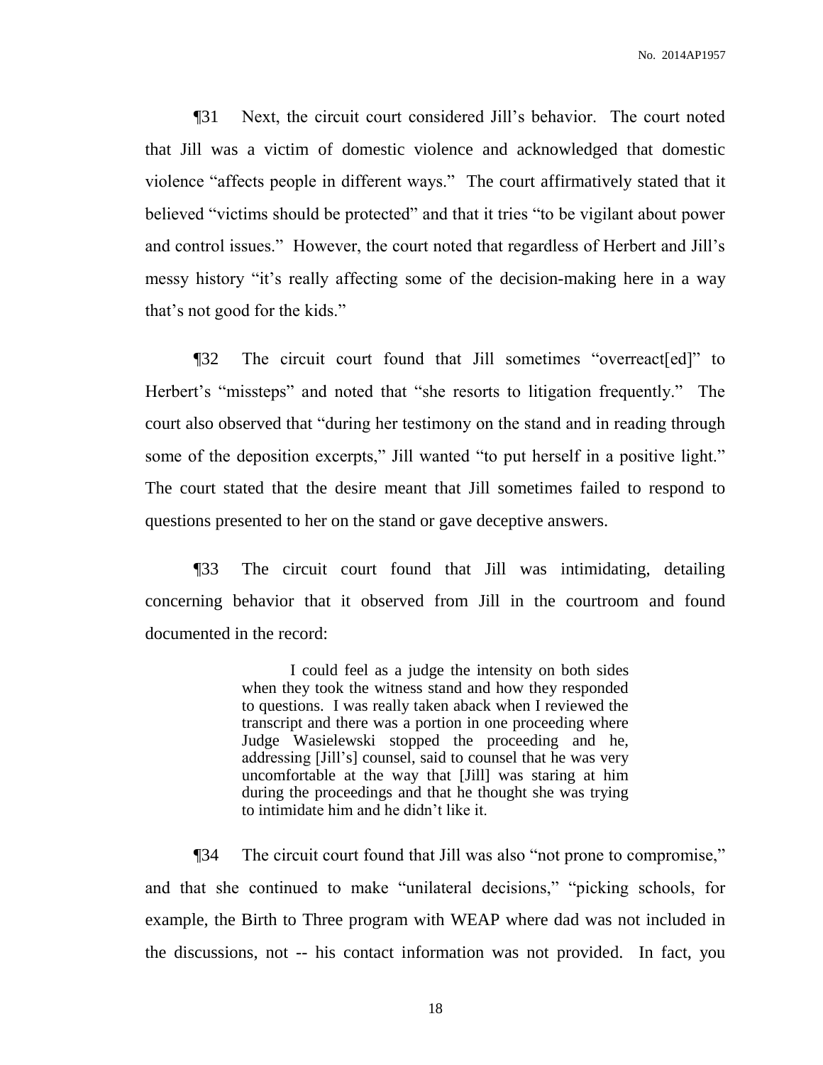¶31 Next, the circuit court considered Jill's behavior. The court noted that Jill was a victim of domestic violence and acknowledged that domestic violence "affects people in different ways." The court affirmatively stated that it believed "victims should be protected" and that it tries "to be vigilant about power and control issues." However, the court noted that regardless of Herbert and Jill's messy history "it's really affecting some of the decision-making here in a way that's not good for the kids."

¶32 The circuit court found that Jill sometimes "overreact[ed]" to Herbert's "missteps" and noted that "she resorts to litigation frequently." The court also observed that "during her testimony on the stand and in reading through some of the deposition excerpts," Jill wanted "to put herself in a positive light." The court stated that the desire meant that Jill sometimes failed to respond to questions presented to her on the stand or gave deceptive answers.

¶33 The circuit court found that Jill was intimidating, detailing concerning behavior that it observed from Jill in the courtroom and found documented in the record:

> I could feel as a judge the intensity on both sides when they took the witness stand and how they responded to questions. I was really taken aback when I reviewed the transcript and there was a portion in one proceeding where Judge Wasielewski stopped the proceeding and he, addressing [Jill's] counsel, said to counsel that he was very uncomfortable at the way that [Jill] was staring at him during the proceedings and that he thought she was trying to intimidate him and he didn't like it.

¶34 The circuit court found that Jill was also "not prone to compromise," and that she continued to make "unilateral decisions," "picking schools, for example, the Birth to Three program with WEAP where dad was not included in the discussions, not -- his contact information was not provided. In fact, you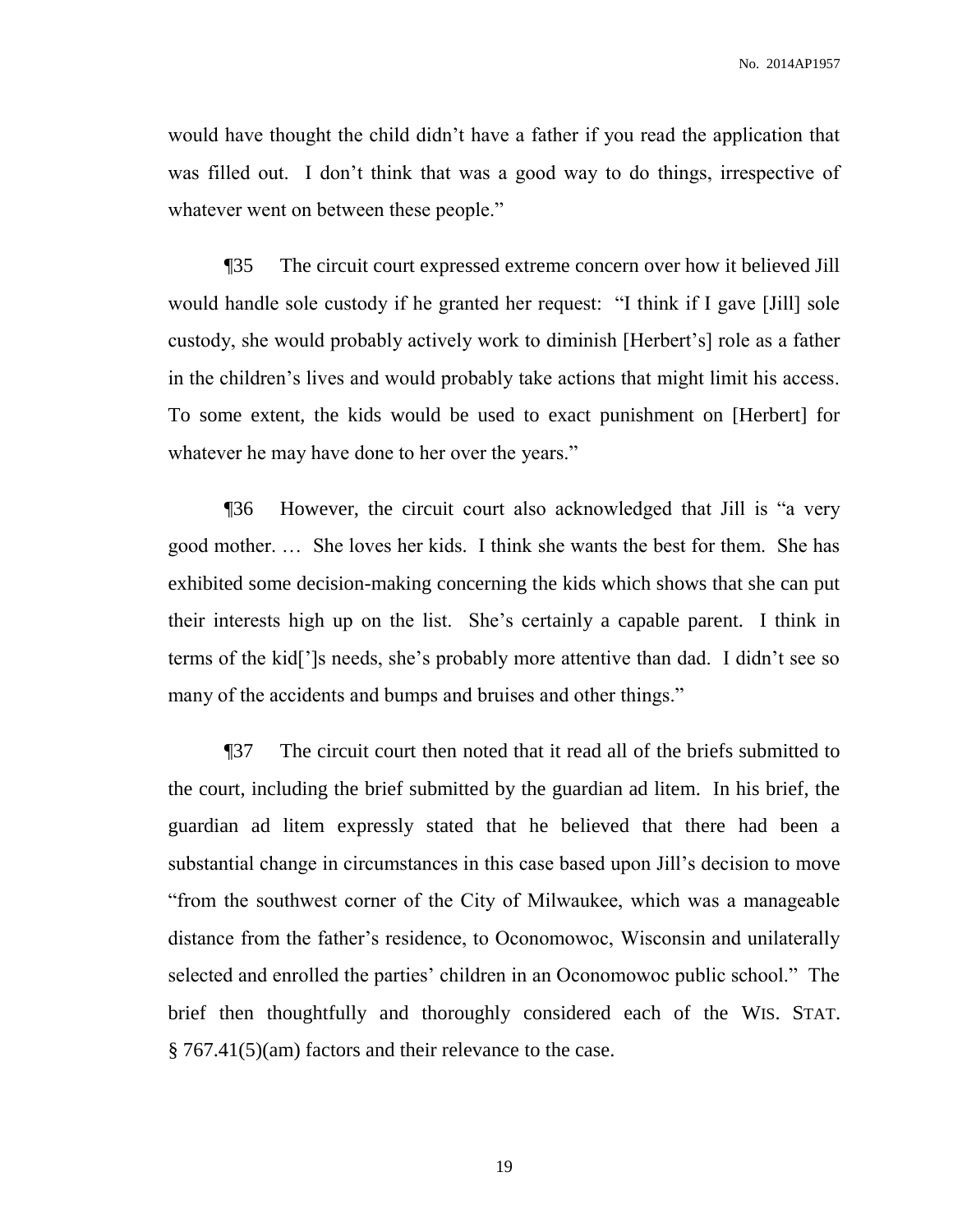would have thought the child didn't have a father if you read the application that was filled out. I don't think that was a good way to do things, irrespective of whatever went on between these people."

¶35 The circuit court expressed extreme concern over how it believed Jill would handle sole custody if he granted her request: "I think if I gave [Jill] sole custody, she would probably actively work to diminish [Herbert's] role as a father in the children's lives and would probably take actions that might limit his access. To some extent, the kids would be used to exact punishment on [Herbert] for whatever he may have done to her over the years."

¶36 However, the circuit court also acknowledged that Jill is "a very good mother. … She loves her kids. I think she wants the best for them. She has exhibited some decision-making concerning the kids which shows that she can put their interests high up on the list. She's certainly a capable parent. I think in terms of the kid[']s needs, she's probably more attentive than dad. I didn't see so many of the accidents and bumps and bruises and other things."

¶37 The circuit court then noted that it read all of the briefs submitted to the court, including the brief submitted by the guardian ad litem. In his brief, the guardian ad litem expressly stated that he believed that there had been a substantial change in circumstances in this case based upon Jill's decision to move "from the southwest corner of the City of Milwaukee, which was a manageable distance from the father's residence, to Oconomowoc, Wisconsin and unilaterally selected and enrolled the parties' children in an Oconomowoc public school." The brief then thoughtfully and thoroughly considered each of the WIS. STAT. § 767.41(5)(am) factors and their relevance to the case.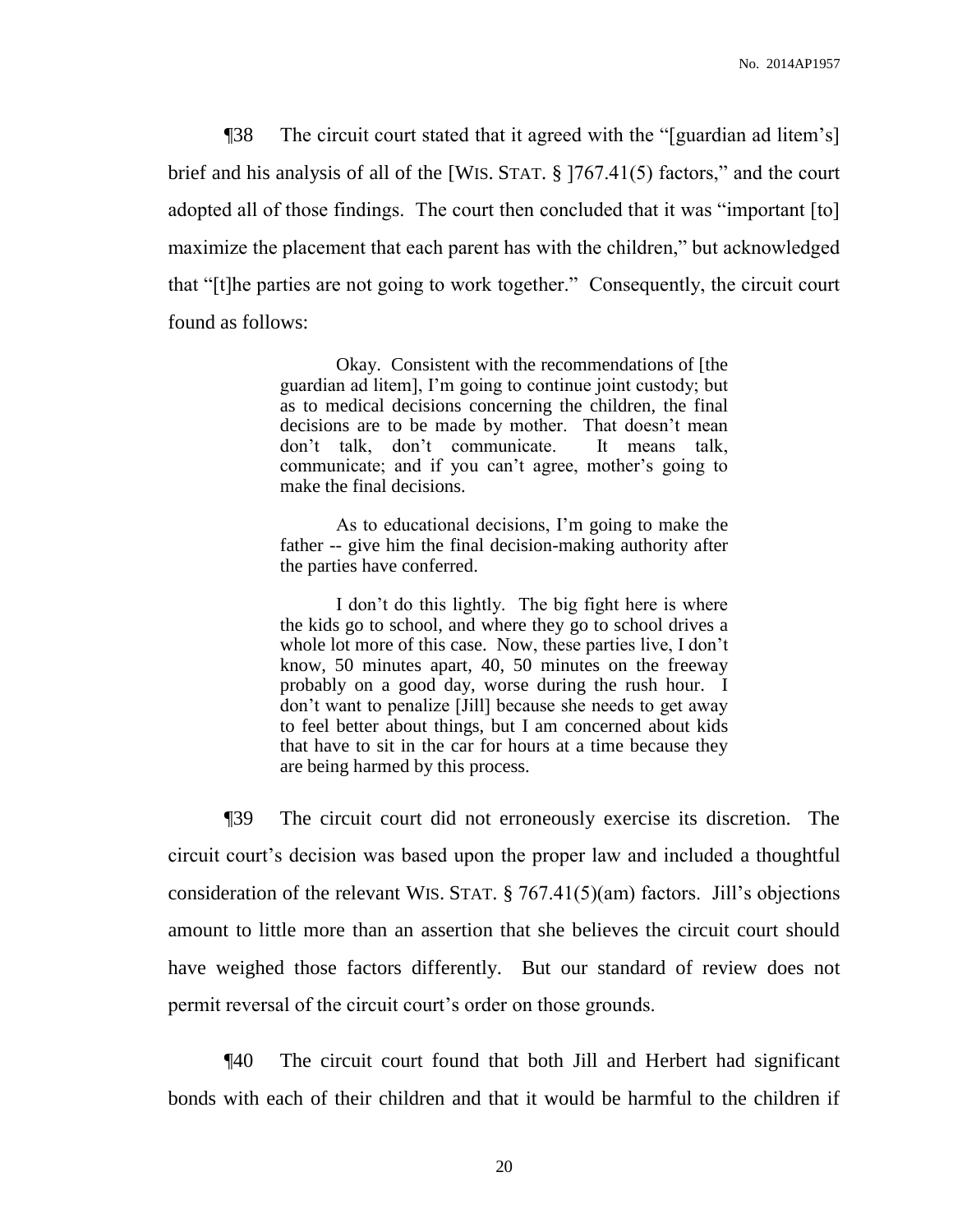¶38 The circuit court stated that it agreed with the "[guardian ad litem's] brief and his analysis of all of the [WIS. STAT. § ]767.41(5) factors," and the court adopted all of those findings. The court then concluded that it was "important [to] maximize the placement that each parent has with the children," but acknowledged that "[t]he parties are not going to work together." Consequently, the circuit court found as follows:

> Okay. Consistent with the recommendations of [the guardian ad litem], I'm going to continue joint custody; but as to medical decisions concerning the children, the final decisions are to be made by mother. That doesn't mean don't talk, don't communicate. It means talk, communicate; and if you can't agree, mother's going to make the final decisions.
>
> As to educational decisions, I'm going to make the father -- give him the final decision-making authority after the parties have conferred.
>
> I don't do this lightly. The big fight here is where the kids go to school, and where they go to school drives a whole lot more of this case. Now, these parties live, I don't know, 50 minutes apart, 40, 50 minutes on the freeway probably on a good day, worse during the rush hour. I don't want to penalize [Jill] because she needs to get away to feel better about things, but I am concerned about kids that have to sit in the car for hours at a time because they are being harmed by this process.

¶39 The circuit court did not erroneously exercise its discretion. The circuit court's decision was based upon the proper law and included a thoughtful consideration of the relevant WIS. STAT. § 767.41(5)(am) factors. Jill's objections amount to little more than an assertion that she believes the circuit court should have weighed those factors differently. But our standard of review does not permit reversal of the circuit court's order on those grounds.

¶40 The circuit court found that both Jill and Herbert had significant bonds with each of their children and that it would be harmful to the children if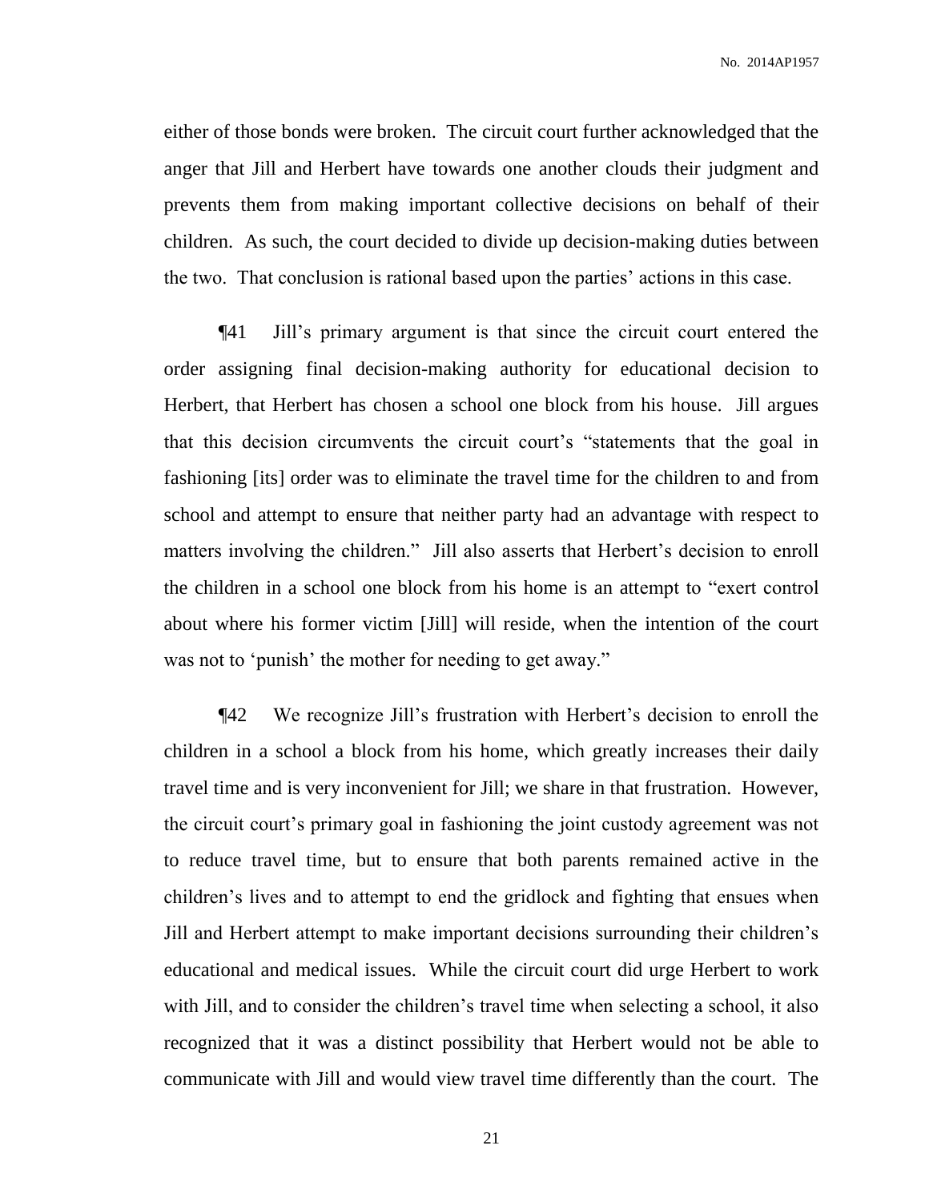either of those bonds were broken. The circuit court further acknowledged that the anger that Jill and Herbert have towards one another clouds their judgment and prevents them from making important collective decisions on behalf of their children. As such, the court decided to divide up decision-making duties between the two. That conclusion is rational based upon the parties' actions in this case.

¶41 Jill's primary argument is that since the circuit court entered the order assigning final decision-making authority for educational decision to Herbert, that Herbert has chosen a school one block from his house. Jill argues that this decision circumvents the circuit court's "statements that the goal in fashioning [its] order was to eliminate the travel time for the children to and from school and attempt to ensure that neither party had an advantage with respect to matters involving the children." Jill also asserts that Herbert's decision to enroll the children in a school one block from his home is an attempt to "exert control about where his former victim [Jill] will reside, when the intention of the court was not to 'punish' the mother for needing to get away."

¶42 We recognize Jill's frustration with Herbert's decision to enroll the children in a school a block from his home, which greatly increases their daily travel time and is very inconvenient for Jill; we share in that frustration. However, the circuit court's primary goal in fashioning the joint custody agreement was not to reduce travel time, but to ensure that both parents remained active in the children's lives and to attempt to end the gridlock and fighting that ensues when Jill and Herbert attempt to make important decisions surrounding their children's educational and medical issues. While the circuit court did urge Herbert to work with Jill, and to consider the children's travel time when selecting a school, it also recognized that it was a distinct possibility that Herbert would not be able to communicate with Jill and would view travel time differently than the court. The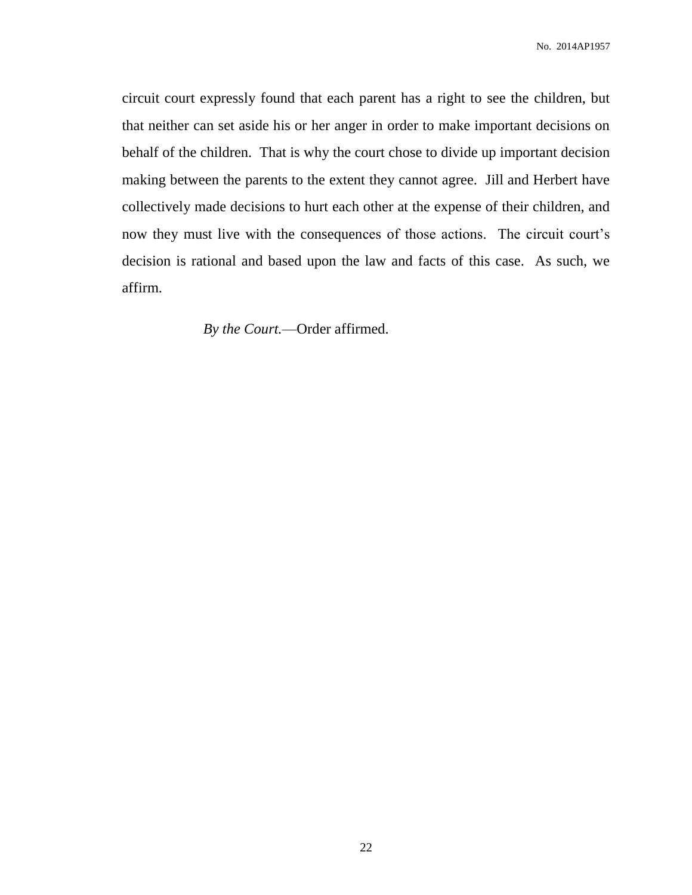circuit court expressly found that each parent has a right to see the children, but that neither can set aside his or her anger in order to make important decisions on behalf of the children. That is why the court chose to divide up important decision making between the parents to the extent they cannot agree. Jill and Herbert have collectively made decisions to hurt each other at the expense of their children, and now they must live with the consequences of those actions. The circuit court's decision is rational and based upon the law and facts of this case. As such, we affirm.

*By the Court.*—Order affirmed.